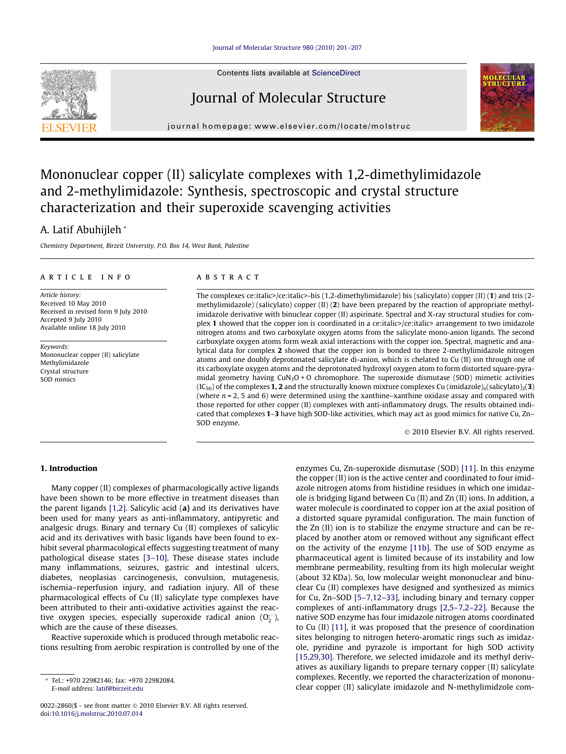Contents lists available at ScienceDirect

# Journal of Molecular Structure

journal homepage: www.elsevier.com/locate/molstruc

# Mononuclear copper (II) salicylate complexes with 1,2-dimethylimidazole and 2-methylimidazole: Synthesis, spectroscopic and crystal structure characterization and their superoxide scavenging activities

A. Latif Abuhijleh *

*Chemistry Department, Birzeit University, P.O. Box 14, West Bank, Palestine*

## ARTICLE INFO

*Article history:*
Received 10 May 2010
Received in revised form 9 July 2010
Accepted 9 July 2010
Available online 18 July 2010

*Keywords:*
Mononuclear copper (II) salicylate
Methylimidazole
Crystal structure
SOD mimics

## ABSTRACT

The complexes ce:italic>/ce:italic>-bis (1,2-dimethylimidazole) bis (salicylato) copper (II) (**1**) and tris (2-methylimidazole) (salicylato) copper (II) (**2**) have been prepared by the reaction of appropriate methylimidazole derivative with binuclear copper (II) aspirinate. Spectral and X-ray structural studies for complex **1** showed that the copper ion is coordinated in a ce:italic>/ce:italic> arrangement to two imidazole nitrogen atoms and two carboxylate oxygen atoms from the salicylate mono-anion ligands. The second carboxylate oxygen atoms form weak axial interactions with the copper ion. Spectral, magnetic and analytical data for complex **2** showed that the copper ion is bonded to three 2-methylimidazole nitrogen atoms and one doubly deprotonated salicylate di-anion, which is chelated to Cu (II) ion through one of its carboxylate oxygen atoms and the deprotonated hydroxyl oxygen atom to form distorted square-pyramidal geometry having $CuN_3O + O$ chromophore. The superoxide dismutase (SOD) mimetic activities ($IC_{50}$) of the complexes **1, 2** and the structurally known mixture complexes Cu $(imidazole)_n(salicylato)_2$(**3**) (where $n$ = 2, 5 and 6) were determined using the xanthine–xanthine oxidase assay and compared with those reported for other copper (II) complexes with anti-inflammatory drugs. The results obtained indicated that complexes **1–3** have high SOD-like activities, which may act as good mimics for native Cu, Zn–SOD enzyme.

© 2010 Elsevier B.V. All rights reserved.

## 1. Introduction

Many copper (II) complexes of pharmacologically active ligands have been shown to be more effective in treatment diseases than the parent ligands [1,2]. Salicylic acid (**a**) and its derivatives have been used for many years as anti-inflammatory, antipyretic and analgesic drugs. Binary and ternary Cu (II) complexes of salicylic acid and its derivatives with basic ligands have been found to exhibit several pharmacological effects suggesting treatment of many pathological disease states [3–10]. These disease states include many inflammations, seizures, gastric and intestinal ulcers, diabetes, neoplasias carcinogenesis, convulsion, mutagenesis, ischemia–reperfusion injury, and radiation injury. All of these pharmacological effects of Cu (II) salicylate type complexes have been attributed to their anti-oxidative activities against the reactive oxygen species, especially superoxide radical anion ($O_2^-$), which are the cause of these diseases.

Reactive superoxide which is produced through metabolic reactions resulting from aerobic respiration is controlled by one of the enzymes Cu, Zn-superoxide dismutase (SOD) [11]. In this enzyme the copper (II) ion is the active center and coordinated to four imidazole nitrogen atoms from histidine residues in which one imidazole is bridging ligand between Cu (II) and Zn (II) ions. In addition, a water molecule is coordinated to copper ion at the axial position of a distorted square pyramidal configuration. The main function of the Zn (II) ion is to stabilize the enzyme structure and can be replaced by another atom or removed without any significant effect on the activity of the enzyme [11b]. The use of SOD enzyme as pharmaceutical agent is limited because of its instability and low membrane permeability, resulting from its high molecular weight (about 32 KDa). So, low molecular weight mononuclear and binuclear Cu (II) complexes have designed and synthesized as mimics for Cu, Zn–SOD [5–7,12–33], including binary and ternary copper complexes of anti-inflammatory drugs [2,5–7,2–22]. Because the native SOD enzyme has four imidazole nitrogen atoms coordinated to Cu (II) [11], it was proposed that the presence of coordination sites belonging to nitrogen hetero-aromatic rings such as imidazole, pyridine and pyrazole is important for high SOD activity [15,29,30]. Therefore, we selected imidazole and its methyl derivatives as auxiliary ligands to prepare ternary copper (II) salicylate complexes. Recently, we reported the characterization of mononuclear copper (II) salicylate imidazole and N-methylimidzole com-

---

* Tel.: +970 22982146; fax: +970 22982084.
*E-mail address:* latif@birzeit.edu

0022-2860/$ - see front matter © 2010 Elsevier B.V. All rights reserved.
doi:10.1016/j.molstruc.2010.07.014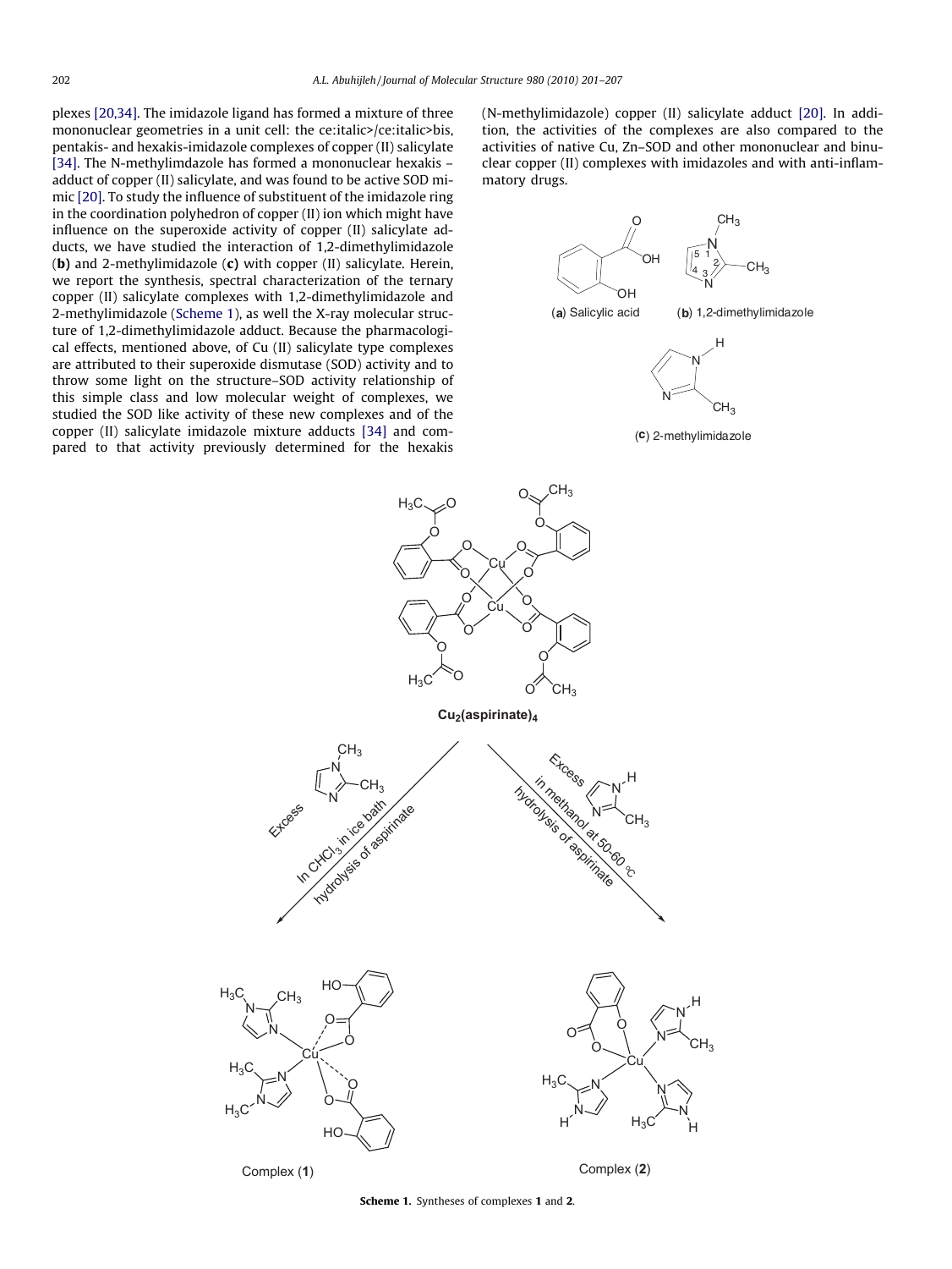plexes [20,34]. The imidazole ligand has formed a mixture of three mononuclear geometries in a unit cell: the ce:italic>/ce:italic>bis, pentakis- and hexakis-imidazole complexes of copper (II) salicylate [34]. The N-methylimdazole has formed a mononuclear hexakis – adduct of copper (II) salicylate, and was found to be active SOD mimic [20]. To study the influence of substituent of the imidazole ring in the coordination polyhedron of copper (II) ion which might have influence on the superoxide activity of copper (II) salicylate adducts, we have studied the interaction of 1,2-dimethylimidazole (**b**) and 2-methylimidazole (**c**) with copper (II) salicylate. Herein, we report the synthesis, spectral characterization of the ternary copper (II) salicylate complexes with 1,2-dimethylimidazole and 2-methylimidazole (Scheme 1), as well the X-ray molecular structure of 1,2-dimethylimidazole adduct. Because the pharmacological effects, mentioned above, of Cu (II) salicylate type complexes are attributed to their superoxide dismutase (SOD) activity and to throw some light on the structure–SOD activity relationship of this simple class and low molecular weight of complexes, we studied the SOD like activity of these new complexes and of the copper (II) salicylate imidazole mixture adducts [34] and compared to that activity previously determined for the hexakis (N-methylimidazole) copper (II) salicylate adduct [20]. In addition, the activities of the complexes are also compared to the activities of native Cu, Zn–SOD and other mononuclear and binuclear copper (II) complexes with imidazoles and with anti-inflammatory drugs.

(**a**) Salicylic acid (**b**) 1,2-dimethylimidazole (**c**) 2-methylimidazole

$Cu_2(aspirinate)_4$

Excess 1,2-dimethylimidazole, In $CHCl_3$ in ice bath, hydrolysis of aspirinate → Complex (**1**)

Excess 2-methylimidazole, in methanol at 50–60 °C, hydrolysis of aspirinate → Complex (**2**)

**Scheme 1.** Syntheses of complexes **1** and **2**.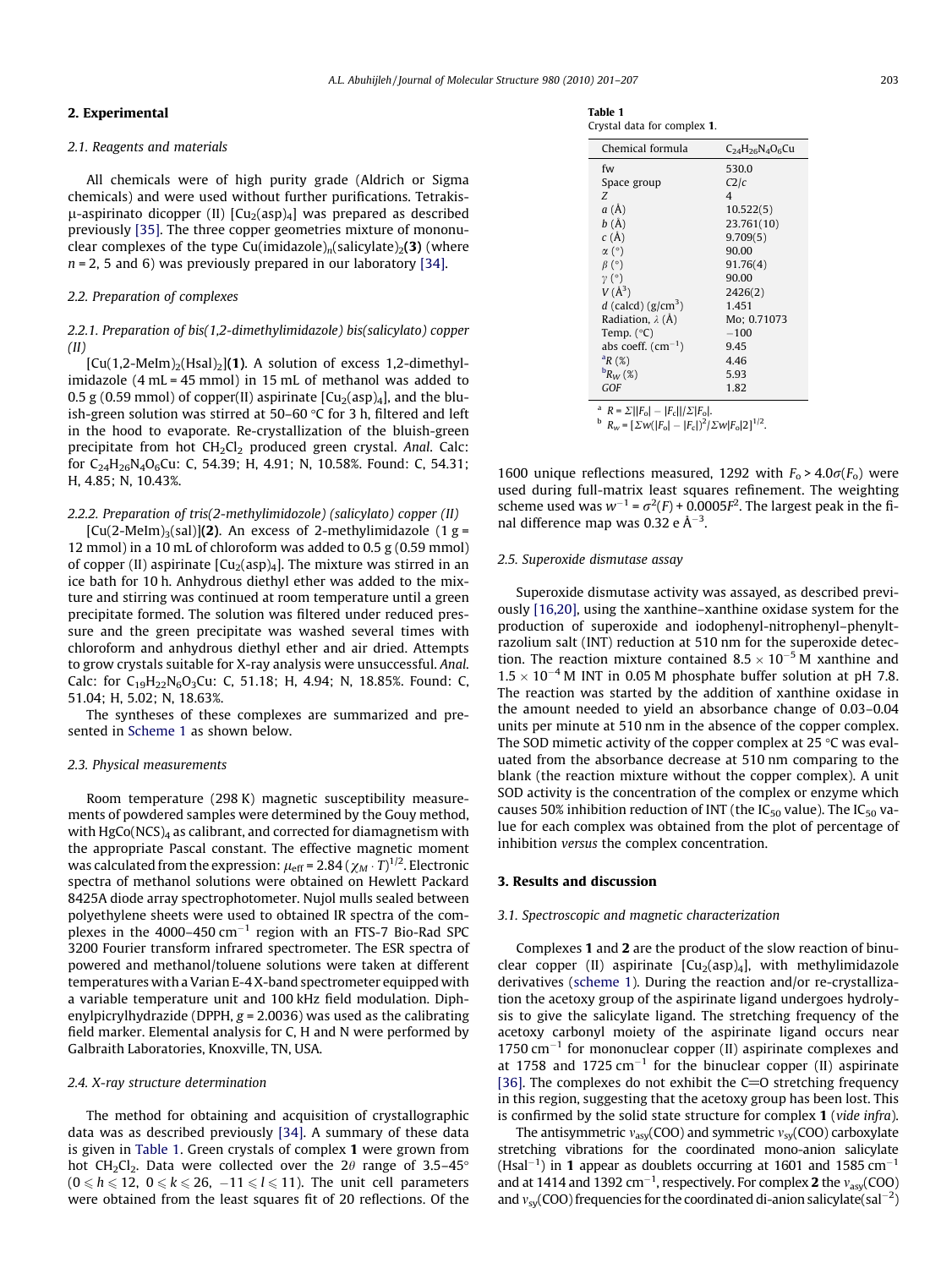## 2. Experimental

### 2.1. Reagents and materials

All chemicals were of high purity grade (Aldrich or Sigma chemicals) and were used without further purifications. Tetrakis-μ-aspirinato dicopper (II) $[Cu_2(asp)_4]$ was prepared as described previously [35]. The three copper geometries mixture of mononuclear complexes of the type $Cu(imidazole)_n(salicylate)_2$**(3)** (where $n = 2$, 5 and 6) was previously prepared in our laboratory [34].

### 2.2. Preparation of complexes

#### 2.2.1. Preparation of bis(1,2-dimethylimidazole) bis(salicylato) copper (II)

$[Cu(1,2\text{-MeIm})_2(Hsal)_2]$**(1)**. A solution of excess 1,2-dimethylimidazole (4 mL = 45 mmol) in 15 mL of methanol was added to 0.5 g (0.59 mmol) of copper(II) aspirinate $[Cu_2(asp)_4]$, and the bluish-green solution was stirred at 50–60 °C for 3 h, filtered and left in the hood to evaporate. Re-crystallization of the bluish-green precipitate from hot $CH_2Cl_2$ produced green crystal. *Anal.* Calc: for $C_{24}H_{26}N_4O_6Cu$: C, 54.39; H, 4.91; N, 10.58%. Found: C, 54.31; H, 4.85; N, 10.43%.

#### 2.2.2. Preparation of tris(2-methylimidozole) (salicylato) copper (II)

$[Cu(2\text{-MeIm})_3(sal)]$**(2)**. An excess of 2-methylimidazole (1 g = 12 mmol) in a 10 mL of chloroform was added to 0.5 g (0.59 mmol) of copper (II) aspirinate $[Cu_2(asp)_4]$. The mixture was stirred in an ice bath for 10 h. Anhydrous diethyl ether was added to the mixture and stirring was continued at room temperature until a green precipitate formed. The solution was filtered under reduced pressure and the green precipitate was washed several times with chloroform and anhydrous diethyl ether and air dried. Attempts to grow crystals suitable for X-ray analysis were unsuccessful. *Anal.* Calc: for $C_{19}H_{22}N_6O_3Cu$: C, 51.18; H, 4.94; N, 18.85%. Found: C, 51.04; H, 5.02; N, 18.63%.

The syntheses of these complexes are summarized and presented in Scheme 1 as shown below.

### 2.3. Physical measurements

Room temperature (298 K) magnetic susceptibility measurements of powdered samples were determined by the Gouy method, with $HgCo(NCS)_4$ as calibrant, and corrected for diamagnetism with the appropriate Pascal constant. The effective magnetic moment was calculated from the expression: $\mu_{eff} = 2.84\,(\chi_M \cdot T)^{1/2}$. Electronic spectra of methanol solutions were obtained on Hewlett Packard 8425A diode array spectrophotometer. Nujol mulls sealed between polyethylene sheets were used to obtained IR spectra of the complexes in the 4000–450 $cm^{-1}$ region with an FTS-7 Bio-Rad SPC 3200 Fourier transform infrared spectrometer. The ESR spectra of powered and methanol/toluene solutions were taken at different temperatures with a Varian E-4 X-band spectrometer equipped with a variable temperature unit and 100 kHz field modulation. Diphenylpicrylhydrazide (DPPH, $g = 2.0036$) was used as the calibrating field marker. Elemental analysis for C, H and N were performed by Galbraith Laboratories, Knoxville, TN, USA.

### 2.4. X-ray structure determination

The method for obtaining and acquisition of crystallographic data was as described previously [34]. A summary of these data is given in Table 1. Green crystals of complex **1** were grown from hot $CH_2Cl_2$. Data were collected over the $2\theta$ range of 3.5–45° ($0 \leqslant h \leqslant 12$, $0 \leqslant k \leqslant 26$, $-11 \leqslant l \leqslant 11$). The unit cell parameters were obtained from the least squares fit of 20 reflections. Of the 1600 unique reflections measured, 1292 with $F_o > 4.0\sigma(F_o)$ were used during full-matrix least squares refinement. The weighting scheme used was $w^{-1} = \sigma^2(F) + 0.0005F^2$. The largest peak in the final difference map was 0.32 e Å$^{-3}$.

**Table 1**
Crystal data for complex **1**.

| Chemical formula | $C_{24}H_{26}N_4O_6Cu$ |
|---|---|
| fw | 530.0 |
| Space group | *C*2/*c* |
| *Z* | 4 |
| *a* (Å) | 10.522(5) |
| *b* (Å) | 23.761(10) |
| *c* (Å) | 9.709(5) |
| α (°) | 90.00 |
| β (°) | 91.76(4) |
| γ (°) | 90.00 |
| *V* (Å$^3$) | 2426(2) |
| *d* (calcd) (g/cm$^3$) | 1.451 |
| Radiation, λ (Å) | Mo; 0.71073 |
| Temp. (°C) | −100 |
| abs coeff. (cm$^{-1}$) | 9.45 |
| [a]*R* (%) | 4.46 |
| [b]$R_W$ (%) | 5.93 |
| *GOF* | 1.82 |

[a] $R = \Sigma||F_o| - |F_c||/\Sigma|F_o|$.
[b] $R_w = [\Sigma w(|F_o| - |F_c|)^2/\Sigma w|F_o|2]^{1/2}$.

### 2.5. Superoxide dismutase assay

Superoxide dismutase activity was assayed, as described previously [16,20], using the xanthine–xanthine oxidase system for the production of superoxide and iodophenyl-nitrophenyl–phenyltrazolium salt (INT) reduction at 510 nm for the superoxide detection. The reaction mixture contained $8.5 \times 10^{-5}$ M xanthine and $1.5 \times 10^{-4}$ M INT in 0.05 M phosphate buffer solution at pH 7.8. The reaction was started by the addition of xanthine oxidase in the amount needed to yield an absorbance change of 0.03–0.04 units per minute at 510 nm in the absence of the copper complex. The SOD mimetic activity of the copper complex at 25 °C was evaluated from the absorbance decrease at 510 nm comparing to the blank (the reaction mixture without the copper complex). A unit SOD activity is the concentration of the complex or enzyme which causes 50% inhibition reduction of INT (the $IC_{50}$ value). The $IC_{50}$ value for each complex was obtained from the plot of percentage of inhibition *versus* the complex concentration.

## 3. Results and discussion

### 3.1. Spectroscopic and magnetic characterization

Complexes **1** and **2** are the product of the slow reaction of binuclear copper (II) aspirinate $[Cu_2(asp)_4]$, with methylimidazole derivatives (scheme 1). During the reaction and/or re-crystallization the acetoxy group of the aspirinate ligand undergoes hydrolysis to give the salicylate ligand. The stretching frequency of the acetoxy carbonyl moiety of the aspirinate ligand occurs near 1750 $cm^{-1}$ for mononuclear copper (II) aspirinate complexes and at 1758 and 1725 $cm^{-1}$ for the binuclear copper (II) aspirinate [36]. The complexes do not exhibit the C=O stretching frequency in this region, suggesting that the acetoxy group has been lost. This is confirmed by the solid state structure for complex **1** (*vide infra*).

The antisymmetric $\nu_{asy}$(COO) and symmetric $\nu_{sy}$(COO) carboxylate stretching vibrations for the coordinated mono-anion salicylate ($Hsal^{-1}$) in **1** appear as doublets occurring at 1601 and 1585 $cm^{-1}$ and at 1414 and 1392 $cm^{-1}$, respectively. For complex **2** the $\nu_{asy}$(COO) and $\nu_{sy}$(COO) frequencies for the coordinated di-anion salicylate($sal^{-2}$)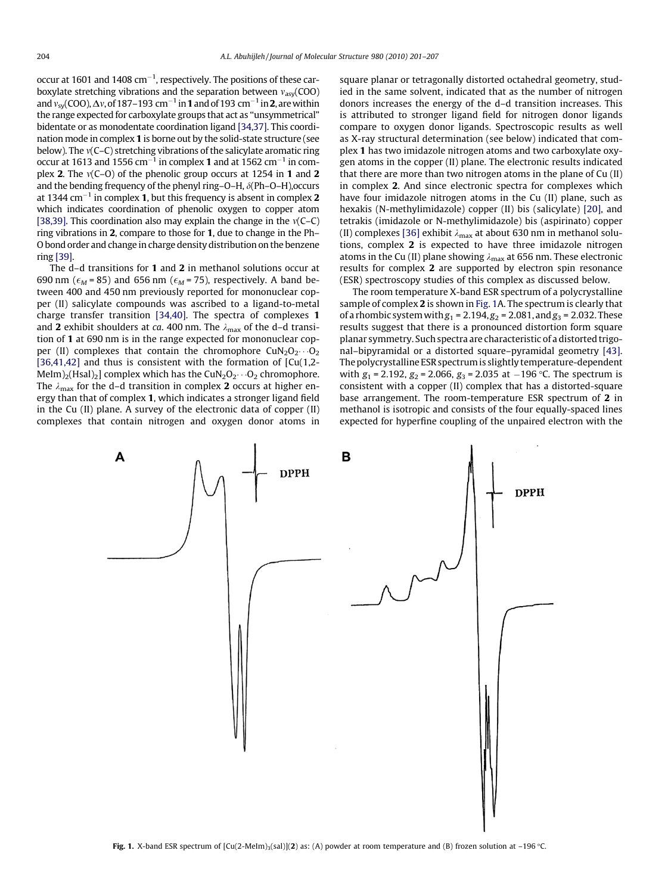occur at 1601 and 1408 $cm^{-1}$, respectively. The positions of these carboxylate stretching vibrations and the separation between $\nu_{asy}$(COO) and $\nu_{sy}$(COO), $\Delta\nu$, of 187–193 $cm^{-1}$ in **1** and of 193 $cm^{-1}$ in **2**, are within the range expected for carboxylate groups that act as "unsymmetrical" bidentate or as monodentate coordination ligand [34,37]. This coordination mode in complex **1** is borne out by the solid-state structure (see below). The $\nu$(C–C) stretching vibrations of the salicylate aromatic ring occur at 1613 and 1556 $cm^{-1}$ in complex **1** and at 1562 $cm^{-1}$ in complex **2**. The $\nu$(C–O) of the phenolic group occurs at 1254 in **1** and **2** and the bending frequency of the phenyl ring–O–H, $\delta$(Ph–O–H), occurs at 1344 $cm^{-1}$ in complex **1**, but this frequency is absent in complex **2** which indicates coordination of phenolic oxygen to copper atom [38,39]. This coordination also may explain the change in the $\nu$(C–C) ring vibrations in **2**, compare to those for **1**, due to change in the Ph–O bond order and change in charge density distribution on the benzene ring [39].

The d–d transitions for **1** and **2** in methanol solutions occur at 690 nm ($\epsilon_M$ = 85) and 656 nm ($\epsilon_M$ = 75), respectively. A band between 400 and 450 nm previously reported for mononuclear copper (II) salicylate compounds was ascribed to a ligand-to-metal charge transfer transition [34,40]. The spectra of complexes **1** and **2** exhibit shoulders at *ca.* 400 nm. The $\lambda_{max}$ of the d–d transition of **1** at 690 nm is in the range expected for mononuclear copper (II) complexes that contain the chromophore $CuN_2O_2\cdots O_2$ [36,41,42] and thus is consistent with the formation of [Cu(1,2-MeIm)$_2$(Hsal)$_2$] complex which has the $CuN_2O_2\cdots O_2$ chromophore. The $\lambda_{max}$ for the d–d transition in complex **2** occurs at higher energy than that of complex **1**, which indicates a stronger ligand field in the Cu (II) plane. A survey of the electronic data of copper (II) complexes that contain nitrogen and oxygen donor atoms in square planar or tetragonally distorted octahedral geometry, studied in the same solvent, indicated that as the number of nitrogen donors increases the energy of the d–d transition increases. This is attributed to stronger ligand field for nitrogen donor ligands compare to oxygen donor ligands. Spectroscopic results as well as X-ray structural determination (see below) indicated that complex **1** has two imidazole nitrogen atoms and two carboxylate oxygen atoms in the copper (II) plane. The electronic results indicated that there are more than two nitrogen atoms in the plane of Cu (II) in complex **2**. And since electronic spectra for complexes which have four imidazole nitrogen atoms in the Cu (II) plane, such as hexakis (N-methylimidazole) copper (II) bis (salicylate) [20], and tetrakis (imidazole or N-methylimidazole) bis (aspirinato) copper (II) complexes [36] exhibit $\lambda_{max}$ at about 630 nm in methanol solutions, complex **2** is expected to have three imidazole nitrogen atoms in the Cu (II) plane showing $\lambda_{max}$ at 656 nm. These electronic results for complex **2** are supported by electron spin resonance (ESR) spectroscopy studies of this complex as discussed below.

The room temperature X-band ESR spectrum of a polycrystalline sample of complex **2** is shown in Fig. 1A. The spectrum is clearly that of a rhombic system with $g_1$ = 2.194, $g_2$ = 2.081, and $g_3$ = 2.032. These results suggest that there is a pronounced distortion form square planar symmetry. Such spectra are characteristic of a distorted trigonal–bipyramidal or a distorted square–pyramidal geometry [43]. The polycrystalline ESR spectrum is slightly temperature-dependent with $g_1$ = 2.192, $g_2$ = 2.066, $g_3$ = 2.035 at −196 °C. The spectrum is consistent with a copper (II) complex that has a distorted-square base arrangement. The room-temperature ESR spectrum of **2** in methanol is isotropic and consists of the four equally-spaced lines expected for hyperfine coupling of the unpaired electron with the

**Fig. 1.** X-band ESR spectrum of [Cu(2-MeIm)$_3$(sal)](**2**) as: (A) powder at room temperature and (B) frozen solution at −196 °C.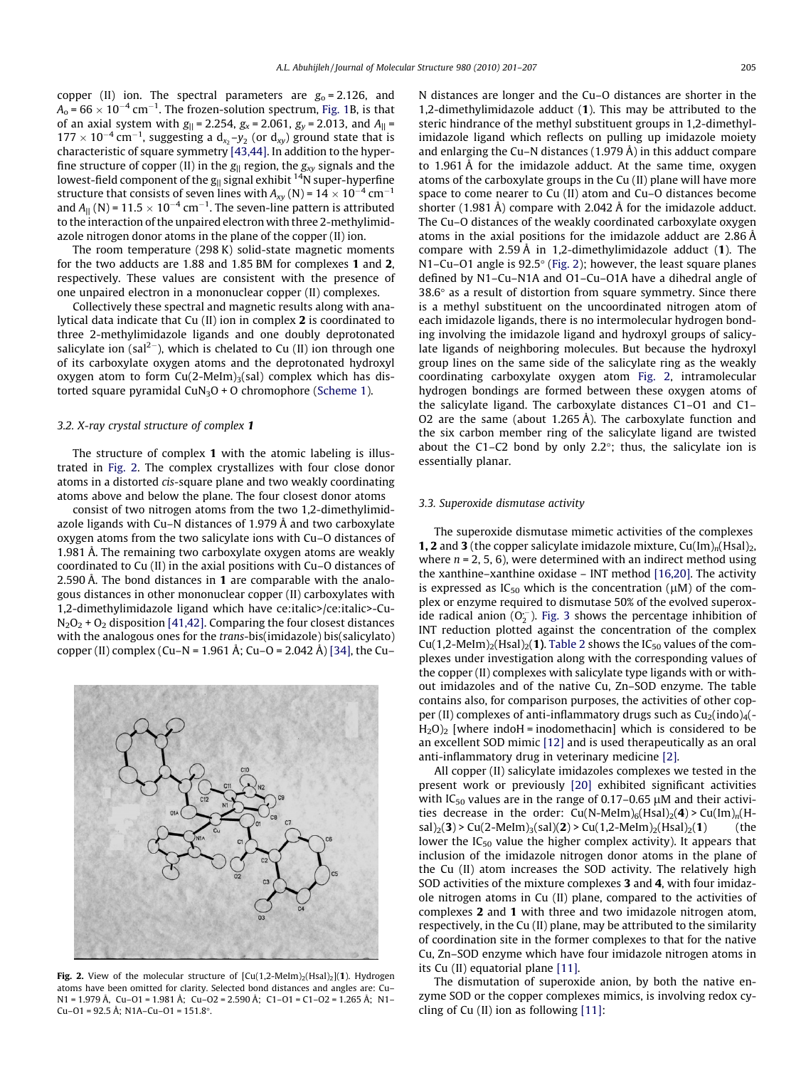copper (II) ion. The spectral parameters are $g_o$ = 2.126, and $A_o = 66 \times 10^{-4}$ cm$^{-1}$. The frozen-solution spectrum, Fig. 1B, is that of an axial system with $g_{||}$ = 2.254, $g_x$ = 2.061, $g_y$ = 2.013, and $A_{||}$ = $177 \times 10^{-4}$ cm$^{-1}$, suggesting a $d_{x_2}-y_2$ (or $d_{xy}$) ground state that is characteristic of square symmetry [43,44]. In addition to the hyperfine structure of copper (II) in the $g_{||}$ region, the $g_{xy}$ signals and the lowest-field component of the $g_{||}$ signal exhibit $^{14}$N super-hyperfine structure that consists of seven lines with $A_{xy}$ (N) = $14 \times 10^{-4}$ cm$^{-1}$ and $A_{||}$ (N) = $11.5 \times 10^{-4}$ cm$^{-1}$. The seven-line pattern is attributed to the interaction of the unpaired electron with three 2-methylimidazole nitrogen donor atoms in the plane of the copper (II) ion.

The room temperature (298 K) solid-state magnetic moments for the two adducts are 1.88 and 1.85 BM for complexes **1** and **2**, respectively. These values are consistent with the presence of one unpaired electron in a mononuclear copper (II) complexes.

Collectively these spectral and magnetic results along with analytical data indicate that Cu (II) ion in complex **2** is coordinated to three 2-methylimidazole ligands and one doubly deprotonated salicylate ion (sal$^{2-}$), which is chelated to Cu (II) ion through one of its carboxylate oxygen atoms and the deprotonated hydroxyl oxygen atom to form Cu(2-MeIm)$_3$(sal) complex which has distorted square pyramidal CuN$_3$O + O chromophore (Scheme 1).

### 3.2. X-ray crystal structure of complex 1

The structure of complex **1** with the atomic labeling is illustrated in Fig. 2. The complex crystallizes with four close donor atoms in a distorted *cis*-square plane and two weakly coordinating atoms above and below the plane. The four closest donor atoms consist of two nitrogen atoms from the two 1,2-dimethylimidazole ligands with Cu–N distances of 1.979 Å and two carboxylate oxygen atoms from the two salicylate ions with Cu–O distances of 1.981 Å. The remaining two carboxylate oxygen atoms are weakly coordinated to Cu (II) in the axial positions with Cu–O distances of 2.590 Å. The bond distances in **1** are comparable with the analogous distances in other mononuclear copper (II) carboxylates with 1,2-dimethylimidazole ligand which have ce:italic>/ce:italic>-Cu-N$_2$O$_2$ + O$_2$ disposition [41,42]. Comparing the four closest distances with the analogous ones for the *trans*-bis(imidazole) bis(salicylato) copper (II) complex (Cu–N = 1.961 Å; Cu–O = 2.042 Å) [34], the Cu–N distances are longer and the Cu–O distances are shorter in the 1,2-dimethylimidazole adduct (**1**). This may be attributed to the steric hindrance of the methyl substituent groups in 1,2-dimethylimidazole ligand which reflects on pulling up imidazole moiety and enlarging the Cu–N distances (1.979 Å) in this adduct compare to 1.961 Å for the imidazole adduct. At the same time, oxygen atoms of the carboxylate groups in the Cu (II) plane will have more space to come nearer to Cu (II) atom and Cu–O distances become shorter (1.981 Å) compare with 2.042 Å for the imidazole adduct. The Cu–O distances of the weakly coordinated carboxylate oxygen atoms in the axial positions for the imidazole adduct are 2.86 Å compare with 2.59 Å in 1,2-dimethylimidazole adduct (**1**). The N1–Cu–O1 angle is 92.5° (Fig. 2); however, the least square planes defined by N1–Cu–N1A and O1–Cu–O1A have a dihedral angle of 38.6° as a result of distortion from square symmetry. Since there is a methyl substituent on the uncoordinated nitrogen atom of each imidazole ligands, there is no intermolecular hydrogen bonding involving the imidazole ligand and hydroxyl groups of salicylate ligands of neighboring molecules. But because the hydroxyl group lines on the same side of the salicylate ring as the weakly coordinating carboxylate oxygen atom Fig. 2, intramolecular hydrogen bondings are formed between these oxygen atoms of the salicylate ligand. The carboxylate distances C1–O1 and C1–O2 are the same (about 1.265 Å). The carboxylate function and the six carbon member ring of the salicylate ligand are twisted about the C1–C2 bond by only 2.2°; thus, the salicylate ion is essentially planar.

**Fig. 2.** View of the molecular structure of [Cu(1,2-MeIm)$_2$(Hsal)$_2$](**1**). Hydrogen atoms have been omitted for clarity. Selected bond distances and angles are: Cu–N1 = 1.979 Å, Cu–O1 = 1.981 Å; Cu–O2 = 2.590 Å; C1–O1 = C1–O2 = 1.265 Å; N1–Cu–O1 = 92.5 Å; N1A–Cu–O1 = 151.8°.

### 3.3. Superoxide dismutase activity

The superoxide dismutase mimetic activities of the complexes **1, 2** and **3** (the copper salicylate imidazole mixture, Cu(Im)$_n$(Hsal)$_2$, where $n$ = 2, 5, 6), were determined with an indirect method using the xanthine–xanthine oxidase – INT method [16,20]. The activity is expressed as IC$_{50}$ which is the concentration (μM) of the complex or enzyme required to dismutase 50% of the evolved superoxide radical anion ($O_2^{-}$). Fig. 3 shows the percentage inhibition of INT reduction plotted against the concentration of the complex Cu(1,2-MeIm)$_2$(Hsal)$_2$(**1**). Table 2 shows the IC$_{50}$ values of the complexes under investigation along with the corresponding values of the copper (II) complexes with salicylate type ligands with or without imidazoles and of the native Cu, Zn–SOD enzyme. The table contains also, for comparison purposes, the activities of other copper (II) complexes of anti-inflammatory drugs such as Cu$_2$(indo)$_4$(H$_2$O)$_2$ [where indoH = inodomethacin] which is considered to be an excellent SOD mimic [12] and is used therapeutically as an oral anti-inflammatory drug in veterinary medicine [2].

All copper (II) salicylate imidazoles complexes we tested in the present work or previously [20] exhibited significant activities with IC$_{50}$ values are in the range of 0.17–0.65 μM and their activities decrease in the order: Cu(N-MeIm)$_6$(Hsal)$_2$(**4**) > Cu(Im)$_n$(Hsal)$_2$(**3**) > Cu(2-MeIm)$_3$(sal)(**2**) > Cu(1,2-MeIm)$_2$(Hsal)$_2$(**1**) (the lower the IC$_{50}$ value the higher complex activity). It appears that inclusion of the imidazole nitrogen donor atoms in the plane of the Cu (II) atom increases the SOD activity. The relatively high SOD activities of the mixture complexes **3** and **4**, with four imidazole nitrogen atoms in Cu (II) plane, compared to the activities of complexes **2** and **1** with three and two imidazole nitrogen atom, respectively, in the Cu (II) plane, may be attributed to the similarity of coordination site in the former complexes to that for the native Cu, Zn–SOD enzyme which have four imidazole nitrogen atoms in its Cu (II) equatorial plane [11].

The dismutation of superoxide anion, by both the native enzyme SOD or the copper complexes mimics, is involving redox cycling of Cu (II) ion as following [11]: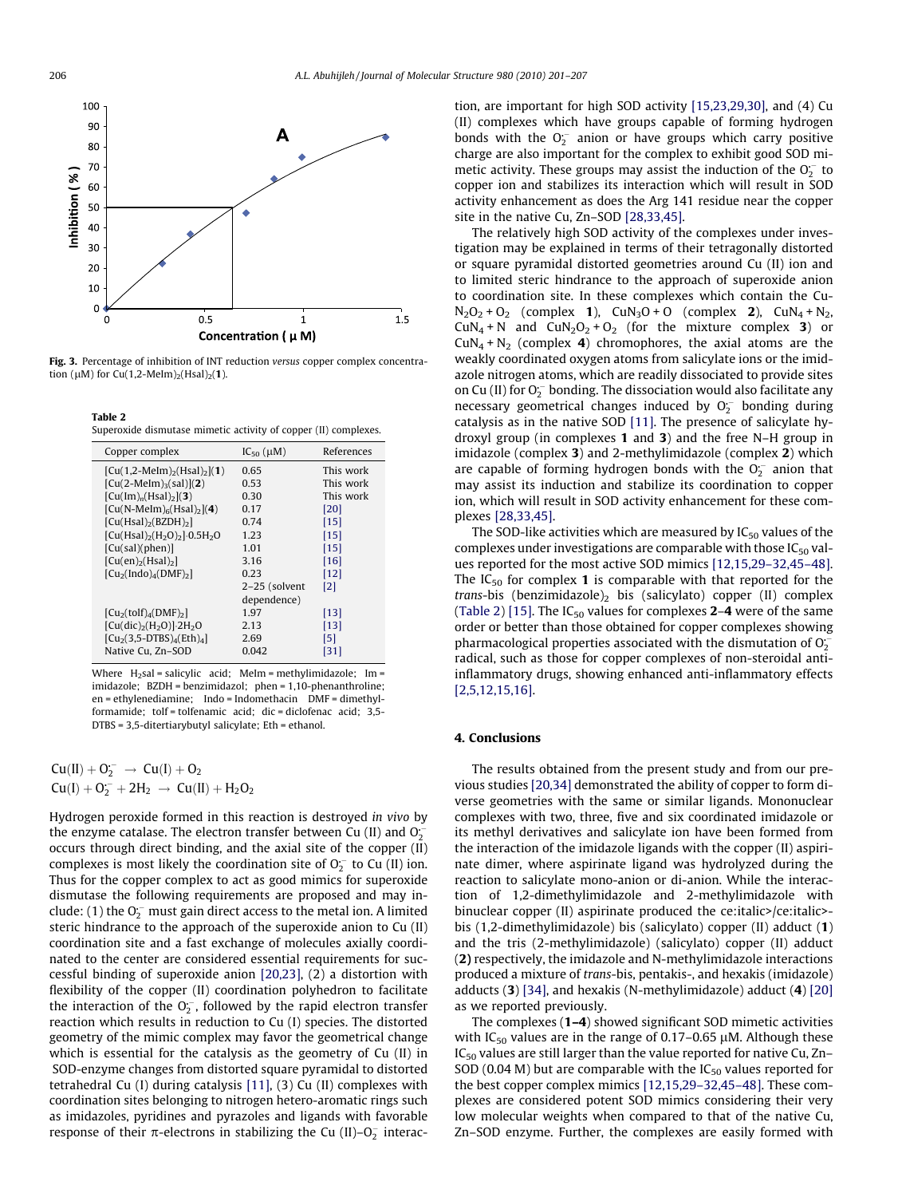Fig. 3. Percentage of inhibition of INT reduction *versus* copper complex concentration (μM) for $Cu(1,2\text{-}MeIm)_2(Hsal)_2$(**1**).

**Table 2**
Superoxide dismutase mimetic activity of copper (II) complexes.

| Copper complex | $IC_{50}$ (μM) | References |
|---|---|---|
| $[Cu(1,2\text{-}MeIm)_2(Hsal)_2]$(**1**) | 0.65 | This work |
| $[Cu(2\text{-}MeIm)_3(sal)]$(**2**) | 0.53 | This work |
| $[Cu(Im)_n(Hsal)_2]$(**3**) | 0.30 | This work |
| $[Cu(N\text{-}MeIm)_6(Hsal)_2]$(**4**) | 0.17 | [20] |
| $[Cu(Hsal)_2(BZDH)_2]$ | 0.74 | [15] |
| $[Cu(Hsal)_2(H_2O)_2]{\cdot}0.5H_2O$ | 1.23 | [15] |
| $[Cu(sal)(phen)]$ | 1.01 | [15] |
| $[Cu(en)_2(Hsal)_2]$ | 3.16 | [16] |
| $[Cu_2(Indo)_4(DMF)_2]$ | 0.23 | [12] |
| | 2–25 (solvent dependence) | [2] |
| $[Cu_2(tolf)_4(DMF)_2]$ | 1.97 | [13] |
| $[Cu(dic)_2(H_2O)]{\cdot}2H_2O$ | 2.13 | [13] |
| $[Cu_2(3,5\text{-}DTBS)_4(Eth)_4]$ | 2.69 | [5] |
| Native Cu, Zn–SOD | 0.042 | [31] |

Where $H_2sal$ = salicylic acid; MeIm = methylimidazole; Im = imidazole; BZDH = benzimidazol; phen = 1,10-phenanthroline; en = ethylenediamine; Indo = Indomethacin DMF = dimethylformamide; tolf = tolfenamic acid; dic = diclofenac acid; 3,5-DTBS = 3,5-ditertiarybutyl salicylate; Eth = ethanol.

$$Cu(II) + O_2^{\cdot-} \rightarrow Cu(I) + O_2$$
$$Cu(I) + O_2^{\cdot-} + 2H_2 \rightarrow Cu(II) + H_2O_2$$

Hydrogen peroxide formed in this reaction is destroyed *in vivo* by the enzyme catalase. The electron transfer between Cu (II) and $O_2^{\cdot-}$ occurs through direct binding, and the axial site of the copper (II) complexes is most likely the coordination site of $O_2^{\cdot-}$ to Cu (II) ion. Thus for the copper complex to act as good mimics for superoxide dismutase the following requirements are proposed and may include: (1) the $O_2^{\cdot-}$ must gain direct access to the metal ion. A limited steric hindrance to the approach of the superoxide anion to Cu (II) coordination site and a fast exchange of molecules axially coordinated to the center are considered essential requirements for successful binding of superoxide anion [20,23], (2) a distortion with flexibility of the copper (II) coordination polyhedron to facilitate the interaction of the $O_2^{\cdot-}$, followed by the rapid electron transfer reaction which results in reduction to Cu (I) species. The distorted geometry of the mimic complex may favor the geometrical change which is essential for the catalysis as the geometry of Cu (II) in SOD-enzyme changes from distorted square pyramidal to distorted tetrahedral Cu (I) during catalysis [11], (3) Cu (II) complexes with coordination sites belonging to nitrogen hetero-aromatic rings such as imidazoles, pyridines and pyrazoles and ligands with favorable response of their π-electrons in stabilizing the Cu (II)–$O_2^{\cdot-}$ interaction, are important for high SOD activity [15,23,29,30], and (4) Cu (II) complexes which have groups capable of forming hydrogen bonds with the $O_2^{\cdot-}$ anion or have groups which carry positive charge are also important for the complex to exhibit good SOD mimetic activity. These groups may assist the induction of the $O_2^{\cdot-}$ to copper ion and stabilizes its interaction which will result in SOD activity enhancement as does the Arg 141 residue near the copper site in the native Cu, Zn–SOD [28,33,45].

The relatively high SOD activity of the complexes under investigation may be explained in terms of their tetragonally distorted or square pyramidal distorted geometries around Cu (II) ion and to limited steric hindrance to the approach of superoxide anion to coordination site. In these complexes which contain the $Cu\text{-}N_2O_2 + O_2$ (complex **1**), $CuN_3O + O$ (complex **2**), $CuN_4 + N_2$, $CuN_4 + N$ and $CuN_2O_2 + O_2$ (for the mixture complex **3**) or $CuN_4 + N_2$ (complex **4**) chromophores, the axial atoms are the weakly coordinated oxygen atoms from salicylate ions or the imidazole nitrogen atoms, which are readily dissociated to provide sites on Cu (II) for $O_2^{\cdot-}$ bonding. The dissociation would also facilitate any necessary geometrical changes induced by $O_2^{\cdot-}$ bonding during catalysis as in the native SOD [11]. The presence of salicylate hydroxyl group (in complexes **1** and **3**) and the free N–H group in imidazole (complex **3**) and 2-methylimidazole (complex **2**) which are capable of forming hydrogen bonds with the $O_2^{\cdot-}$ anion that may assist its induction and stabilize its coordination to copper ion, which will result in SOD activity enhancement for these complexes [28,33,45].

The SOD-like activities which are measured by $IC_{50}$ values of the complexes under investigations are comparable with those $IC_{50}$ values reported for the most active SOD mimics [12,15,29–32,45–48]. The $IC_{50}$ for complex **1** is comparable with that reported for the *trans*-bis (benzimidazole)$_2$ bis (salicylato) copper (II) complex (Table 2) [15]. The $IC_{50}$ values for complexes **2**–**4** were of the same order or better than those obtained for copper complexes showing pharmacological properties associated with the dismutation of $O_2^{\cdot-}$ radical, such as those for copper complexes of non-steroidal anti-inflammatory drugs, showing enhanced anti-inflammatory effects [2,5,12,15,16].

## 4. Conclusions

The results obtained from the present study and from our previous studies [20,34] demonstrated the ability of copper to form diverse geometries with the same or similar ligands. Mononuclear complexes with two, three, five and six coordinated imidazole or its methyl derivatives and salicylate ion have been formed from the interaction of the imidazole ligands with the copper (II) aspirinate dimer, where aspirinate ligand was hydrolyzed during the reaction to salicylate mono-anion or di-anion. While the interaction of 1,2-dimethylimidazole and 2-methylimidazole with binuclear copper (II) aspirinate produced the ce:italic>/ce:italic>-bis (1,2-dimethylimidazole) bis (salicylato) copper (II) adduct (**1**) and the tris (2-methylimidazole) (salicylato) copper (II) adduct (**2**) respectively, the imidazole and N-methylimidazole interactions produced a mixture of *trans*-bis, pentakis-, and hexakis (imidazole) adducts (**3**) [34], and hexakis (N-methylimidazole) adduct (**4**) [20] as we reported previously.

The complexes (**1–4**) showed significant SOD mimetic activities with $IC_{50}$ values are in the range of 0.17–0.65 μM. Although these $IC_{50}$ values are still larger than the value reported for native Cu, Zn–SOD (0.04 M) but are comparable with the $IC_{50}$ values reported for the best copper complex mimics [12,15,29–32,45–48]. These complexes are considered potent SOD mimics considering their very low molecular weights when compared to that of the native Cu, Zn–SOD enzyme. Further, the complexes are easily formed with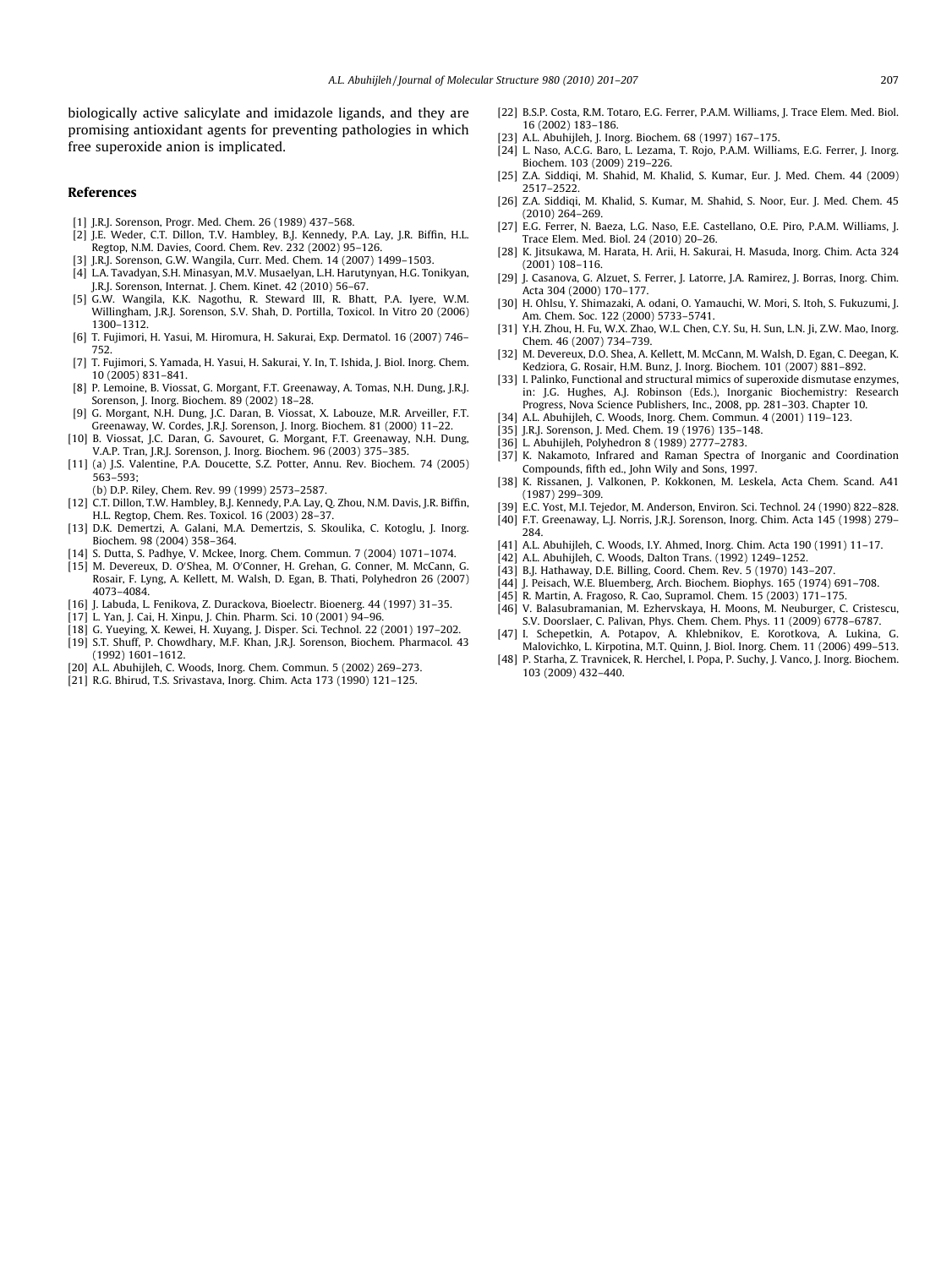biologically active salicylate and imidazole ligands, and they are promising antioxidant agents for preventing pathologies in which free superoxide anion is implicated.

## References

[1] J.R.J. Sorenson, Progr. Med. Chem. 26 (1989) 437–568.

[2] J.E. Weder, C.T. Dillon, T.V. Hambley, B.J. Kennedy, P.A. Lay, J.R. Biffin, H.L. Regtop, N.M. Davies, Coord. Chem. Rev. 232 (2002) 95–126.

[3] J.R.J. Sorenson, G.W. Wangila, Curr. Med. Chem. 14 (2007) 1499–1503.

[4] L.A. Tavadyan, S.H. Minasyan, M.V. Musaelyan, L.H. Harutynyan, H.G. Tonikyan, J.R.J. Sorenson, Internat. J. Chem. Kinet. 42 (2010) 56–67.

[5] G.W. Wangila, K.K. Nagothu, R. Steward III, R. Bhatt, P.A. Iyere, W.M. Willingham, J.R.J. Sorenson, S.V. Shah, D. Portilla, Toxicol. In Vitro 20 (2006) 1300–1312.

[6] T. Fujimori, H. Yasui, M. Hiromura, H. Sakurai, Exp. Dermatol. 16 (2007) 746–752.

[7] T. Fujimori, S. Yamada, H. Yasui, H. Sakurai, Y. In, T. Ishida, J. Biol. Inorg. Chem. 10 (2005) 831–841.

[8] P. Lemoine, B. Viossat, G. Morgant, F.T. Greenaway, A. Tomas, N.H. Dung, J.R.J. Sorenson, J. Inorg. Biochem. 89 (2002) 18–28.

[9] G. Morgant, N.H. Dung, J.C. Daran, B. Viossat, X. Labouze, M.R. Arveiller, F.T. Greenaway, W. Cordes, J.R.J. Sorenson, J. Inorg. Biochem. 81 (2000) 11–22.

[10] B. Viossat, J.C. Daran, G. Savouret, G. Morgant, F.T. Greenaway, N.H. Dung, V.A.P. Tran, J.R.J. Sorenson, J. Inorg. Biochem. 96 (2003) 375–385.

[11] (a) J.S. Valentine, P.A. Doucette, S.Z. Potter, Annu. Rev. Biochem. 74 (2005) 563–593;
(b) D.P. Riley, Chem. Rev. 99 (1999) 2573–2587.

[12] C.T. Dillon, T.W. Hambley, B.J. Kennedy, P.A. Lay, Q. Zhou, N.M. Davis, J.R. Biffin, H.L. Regtop, Chem. Res. Toxicol. 16 (2003) 28–37.

[13] D.K. Demertzi, A. Galani, M.A. Demertzis, S. Skoulika, C. Kotoglu, J. Inorg. Biochem. 98 (2004) 358–364.

[14] S. Dutta, S. Padhye, V. Mckee, Inorg. Chem. Commun. 7 (2004) 1071–1074.

[15] M. Devereux, D. O'Shea, M. O'Conner, H. Grehan, G. Conner, M. McCann, G. Rosair, F. Lyng, A. Kellett, M. Walsh, D. Egan, B. Thati, Polyhedron 26 (2007) 4073–4084.

[16] J. Labuda, L. Fenikova, Z. Durackova, Bioelectr. Bioenerg. 44 (1997) 31–35.

[17] L. Yan, J. Cai, H. Xinpu, J. Chin. Pharm. Sci. 10 (2001) 94–96.

[18] G. Yueying, X. Kewei, H. Xuyang, J. Disper. Sci. Technol. 22 (2001) 197–202.

[19] S.T. Shuff, P. Chowdhary, M.F. Khan, J.R.J. Sorenson, Biochem. Pharmacol. 43 (1992) 1601–1612.

[20] A.L. Abuhijleh, C. Woods, Inorg. Chem. Commun. 5 (2002) 269–273.

[21] R.G. Bhirud, T.S. Srivastava, Inorg. Chim. Acta 173 (1990) 121–125.

[22] B.S.P. Costa, R.M. Totaro, E.G. Ferrer, P.A.M. Williams, J. Trace Elem. Med. Biol. 16 (2002) 183–186.

[23] A.L. Abuhijleh, J. Inorg. Biochem. 68 (1997) 167–175.

[24] L. Naso, A.C.G. Baro, L. Lezama, T. Rojo, P.A.M. Williams, E.G. Ferrer, J. Inorg. Biochem. 103 (2009) 219–226.

[25] Z.A. Siddiqi, M. Shahid, M. Khalid, S. Kumar, Eur. J. Med. Chem. 44 (2009) 2517–2522.

[26] Z.A. Siddiqi, M. Khalid, S. Kumar, M. Shahid, S. Noor, Eur. J. Med. Chem. 45 (2010) 264–269.

[27] E.G. Ferrer, N. Baeza, L.G. Naso, E.E. Castellano, O.E. Piro, P.A.M. Williams, J. Trace Elem. Med. Biol. 24 (2010) 20–26.

[28] K. Jitsukawa, M. Harata, H. Arii, H. Sakurai, H. Masuda, Inorg. Chim. Acta 324 (2001) 108–116.

[29] J. Casanova, G. Alzuet, S. Ferrer, J. Latorre, J.A. Ramirez, J. Borras, Inorg. Chim. Acta 304 (2000) 170–177.

[30] H. Ohlsu, Y. Shimazaki, A. odani, O. Yamauchi, W. Mori, S. Itoh, S. Fukuzumi, J. Am. Chem. Soc. 122 (2000) 5733–5741.

[31] Y.H. Zhou, H. Fu, W.X. Zhao, W.L. Chen, C.Y. Su, H. Sun, L.N. Ji, Z.W. Mao, Inorg. Chem. 46 (2007) 734–739.

[32] M. Devereux, D.O. Shea, A. Kellett, M. McCann, M. Walsh, D. Egan, C. Deegan, K. Kedziora, G. Rosair, H.M. Bunz, J. Inorg. Biochem. 101 (2007) 881–892.

[33] I. Palinko, Functional and structural mimics of superoxide dismutase enzymes, in: J.G. Hughes, A.J. Robinson (Eds.), Inorganic Biochemistry: Research Progress, Nova Science Publishers, Inc., 2008, pp. 281–303. Chapter 10.

[34] A.L. Abuhijleh, C. Woods, Inorg. Chem. Commun. 4 (2001) 119–123.

[35] J.R.J. Sorenson, J. Med. Chem. 19 (1976) 135–148.

[36] L. Abuhijleh, Polyhedron 8 (1989) 2777–2783.

[37] K. Nakamoto, Infrared and Raman Spectra of Inorganic and Coordination Compounds, fifth ed., John Wily and Sons, 1997.

[38] K. Rissanen, J. Valkonen, P. Kokkonen, M. Leskela, Acta Chem. Scand. A41 (1987) 299–309.

[39] E.C. Yost, M.I. Tejedor, M. Anderson, Environ. Sci. Technol. 24 (1990) 822–828.

[40] F.T. Greenaway, L.J. Norris, J.R.J. Sorenson, Inorg. Chim. Acta 145 (1998) 279–284.

[41] A.L. Abuhijleh, C. Woods, I.Y. Ahmed, Inorg. Chim. Acta 190 (1991) 11–17.

[42] A.L. Abuhijleh, C. Woods, Dalton Trans. (1992) 1249–1252.

[43] B.J. Hathaway, D.E. Billing, Coord. Chem. Rev. 5 (1970) 143–207.

[44] J. Peisach, W.E. Bluemberg, Arch. Biochem. Biophys. 165 (1974) 691–708.

[45] R. Martin, A. Fragoso, R. Cao, Supramol. Chem. 15 (2003) 171–175.

[46] V. Balasubramanian, M. Ezhervskaya, H. Moons, M. Neuburger, C. Cristescu, S.V. Doorslaer, C. Palivan, Phys. Chem. Chem. Phys. 11 (2009) 6778–6787.

[47] I. Schepetkin, A. Potapov, A. Khlebnikov, E. Korotkova, A. Lukina, G. Malovichko, L. Kirpotina, M.T. Quinn, J. Biol. Inorg. Chem. 11 (2006) 499–513.

[48] P. Starha, Z. Travnicek, R. Herchel, I. Popa, P. Suchy, J. Vanco, J. Inorg. Biochem. 103 (2009) 432–440.